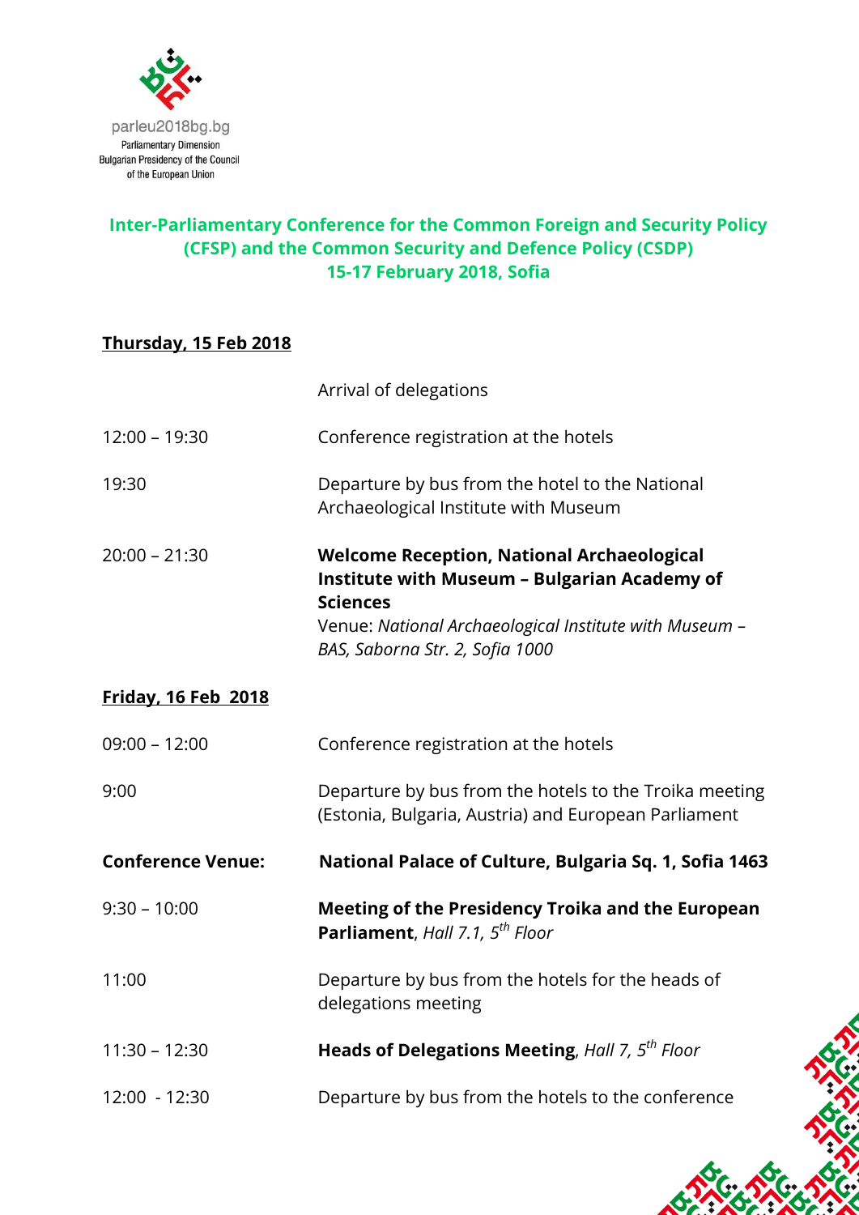parleu2018bg.bg
Parliamentary Dimension
Bulgarian Presidency of the Council of the European Union

## Inter-Parliamentary Conference for the Common Foreign and Security Policy (CFSP) and the Common Security and Defence Policy (CSDP)
## 15-17 February 2018, Sofia

### Thursday, 15 Feb 2018

| | |
|---|---|
| | Arrival of delegations |
| 12:00 – 19:30 | Conference registration at the hotels |
| 19:30 | Departure by bus from the hotel to the National Archaeological Institute with Museum |
| 20:00 – 21:30 | **Welcome Reception, National Archaeological Institute with Museum – Bulgarian Academy of Sciences** Venue: *National Archaeological Institute with Museum – BAS, Saborna Str. 2, Sofia 1000* |

### Friday, 16 Feb 2018

| | |
|---|---|
| 09:00 – 12:00 | Conference registration at the hotels |
| 9:00 | Departure by bus from the hotels to the Troika meeting (Estonia, Bulgaria, Austria) and European Parliament |
| **Conference Venue:** | **National Palace of Culture, Bulgaria Sq. 1, Sofia 1463** |
| 9:30 – 10:00 | **Meeting of the Presidency Troika and the European Parliament**, *Hall 7.1, 5th Floor* |
| 11:00 | Departure by bus from the hotels for the heads of delegations meeting |
| 11:30 – 12:30 | **Heads of Delegations Meeting**, *Hall 7, 5th Floor* |
| 12:00 - 12:30 | Departure by bus from the hotels to the conference |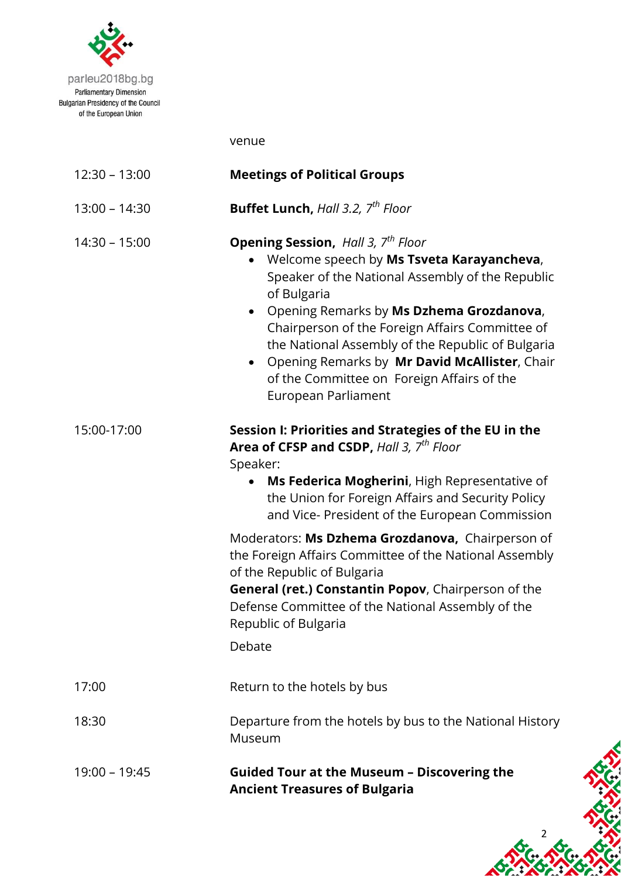| | venue |
|---|---|
| 12:30 – 13:00 | **Meetings of Political Groups** |
| 13:00 – 14:30 | **Buffet Lunch,** *Hall 3.2, 7th Floor* |
| 14:30 – 15:00 | **Opening Session,** *Hall 3, 7th Floor*<br>• Welcome speech by **Ms Tsveta Karayancheva**, Speaker of the National Assembly of the Republic of Bulgaria<br>• Opening Remarks by **Ms Dzhema Grozdanova**, Chairperson of the Foreign Affairs Committee of the National Assembly of the Republic of Bulgaria<br>• Opening Remarks by **Mr David McAllister**, Chair of the Committee on Foreign Affairs of the European Parliament |
| 15:00-17:00 | **Session I: Priorities and Strategies of the EU in the Area of CFSP and CSDP,** *Hall 3, 7th Floor*<br>Speaker:<br>• **Ms Federica Mogherini**, High Representative of the Union for Foreign Affairs and Security Policy and Vice- President of the European Commission<br><br>Moderators: **Ms Dzhema Grozdanova,** Chairperson of the Foreign Affairs Committee of the National Assembly of the Republic of Bulgaria<br>**General (ret.) Constantin Popov**, Chairperson of the Defense Committee of the National Assembly of the Republic of Bulgaria<br><br>Debate |
| 17:00 | Return to the hotels by bus |
| 18:30 | Departure from the hotels by bus to the National History Museum |
| 19:00 – 19:45 | **Guided Tour at the Museum – Discovering the Ancient Treasures of Bulgaria** |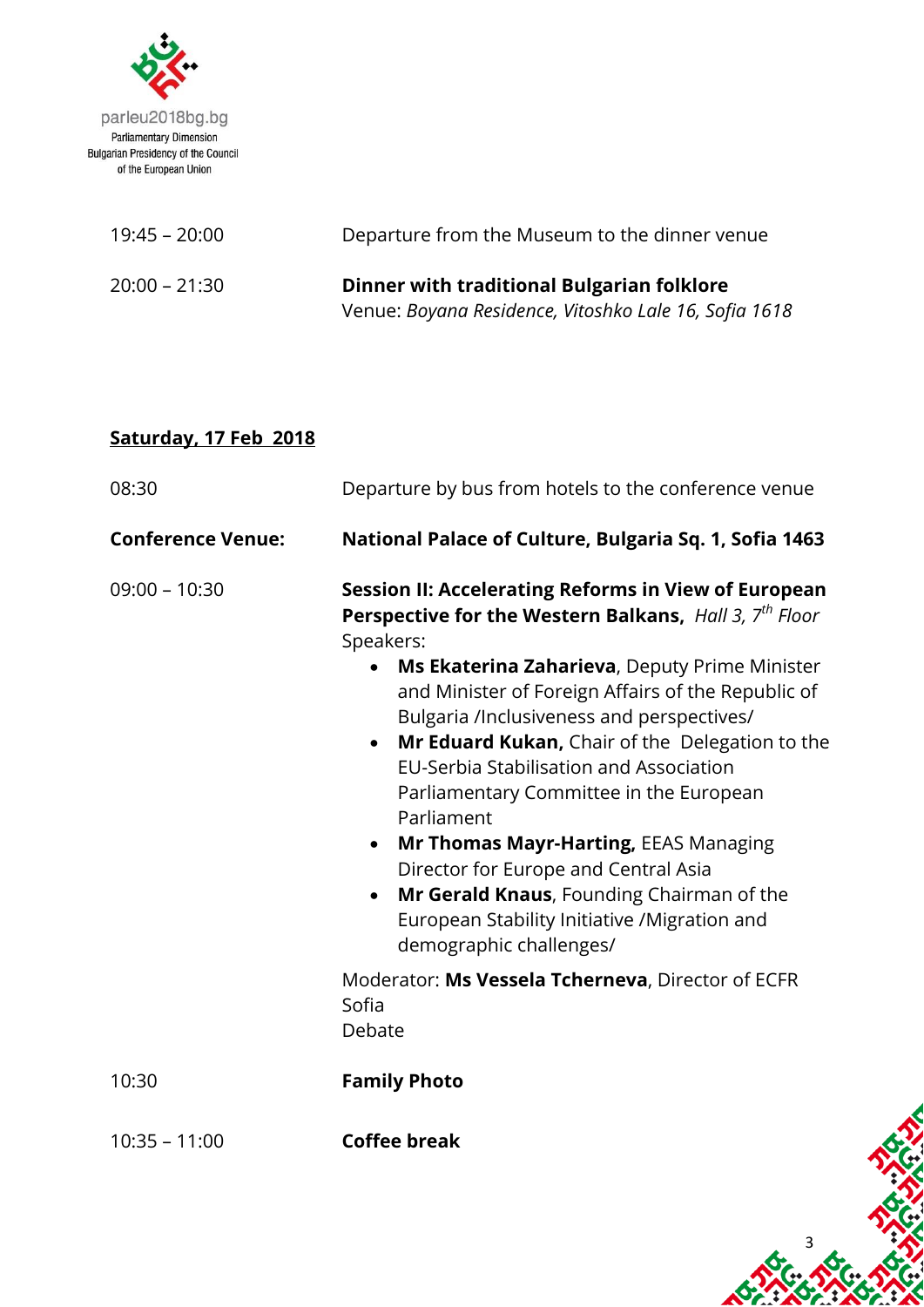| | |
|---|---|
| 19:45 – 20:00 | Departure from the Museum to the dinner venue |
| 20:00 – 21:30 | **Dinner with traditional Bulgarian folklore**<br>Venue: *Boyana Residence, Vitoshko Lale 16, Sofia 1618* |

## <u>Saturday, 17 Feb 2018</u>

| | |
|---|---|
| 08:30 | Departure by bus from hotels to the conference venue |
| **Conference Venue:** | **National Palace of Culture, Bulgaria Sq. 1, Sofia 1463** |
| 09:00 – 10:30 | **Session II: Accelerating Reforms in View of European Perspective for the Western Balkans,** *Hall 3, 7th Floor*<br>Speakers:<br>• **Ms Ekaterina Zaharieva**, Deputy Prime Minister and Minister of Foreign Affairs of the Republic of Bulgaria /Inclusiveness and perspectives/<br>• **Mr Eduard Kukan,** Chair of the Delegation to the EU-Serbia Stabilisation and Association Parliamentary Committee in the European Parliament<br>• **Mr Thomas Mayr-Harting,** EEAS Managing Director for Europe and Central Asia<br>• **Mr Gerald Knaus**, Founding Chairman of the European Stability Initiative /Migration and demographic challenges/<br><br>Moderator: **Ms Vessela Tcherneva**, Director of ECFR Sofia<br>Debate |
| 10:30 | **Family Photo** |
| 10:35 – 11:00 | **Coffee break** |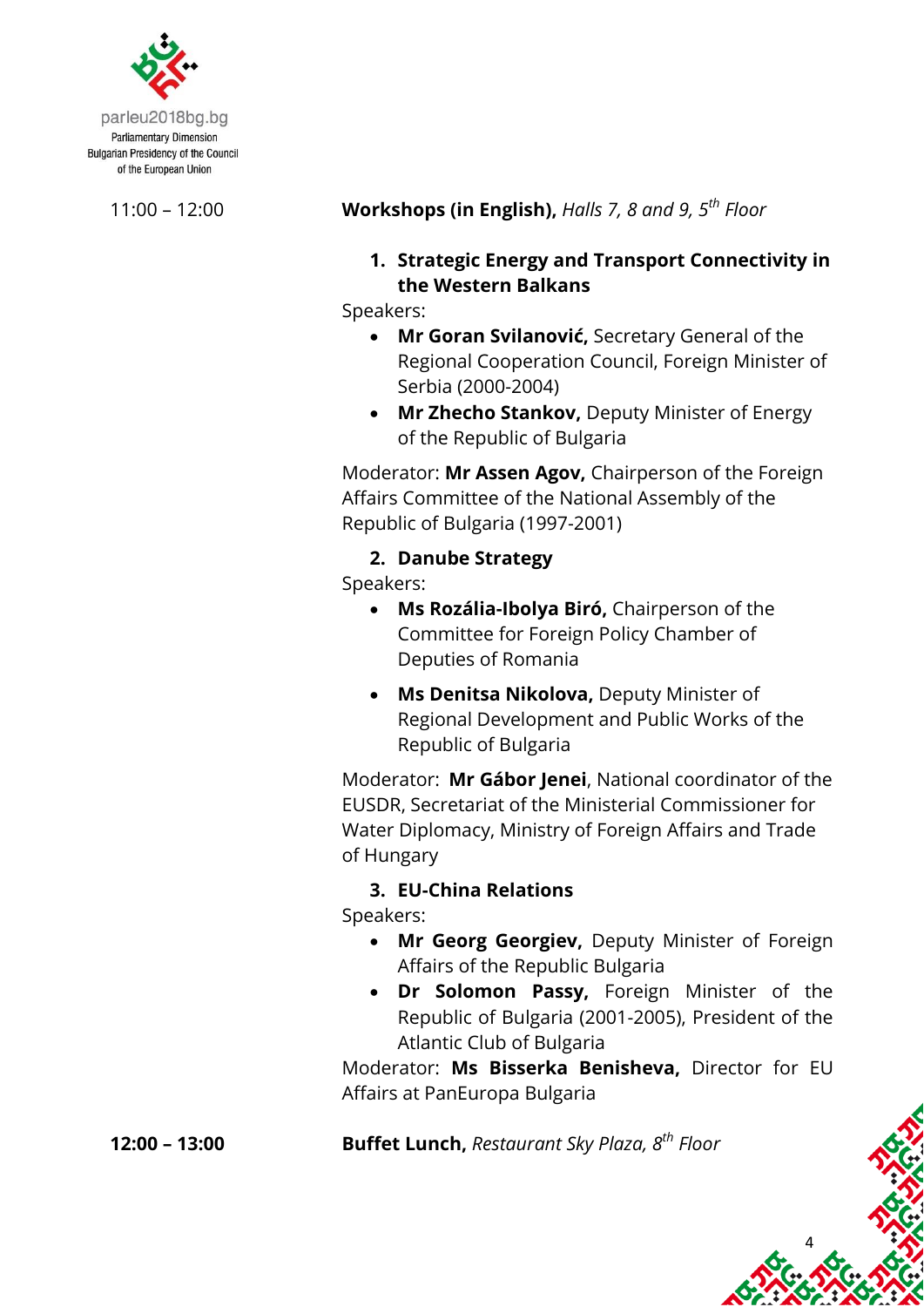11:00 – 12:00 **Workshops (in English),** *Halls 7, 8 and 9, 5th Floor*

1. **Strategic Energy and Transport Connectivity in the Western Balkans**

Speakers:

- **Mr Goran Svilanović,** Secretary General of the Regional Cooperation Council, Foreign Minister of Serbia (2000-2004)
- **Mr Zhecho Stankov,** Deputy Minister of Energy of the Republic of Bulgaria

Moderator: **Mr Assen Agov,** Chairperson of the Foreign Affairs Committee of the National Assembly of the Republic of Bulgaria (1997-2001)

2. **Danube Strategy**

Speakers:

- **Ms Rozália-Ibolya Biró,** Chairperson of the Committee for Foreign Policy Chamber of Deputies of Romania
- **Ms Denitsa Nikolova,** Deputy Minister of Regional Development and Public Works of the Republic of Bulgaria

Moderator: **Mr Gábor Jenei**, National coordinator of the EUSDR, Secretariat of the Ministerial Commissioner for Water Diplomacy, Ministry of Foreign Affairs and Trade of Hungary

3. **EU-China Relations**

Speakers:

- **Mr Georg Georgiev,** Deputy Minister of Foreign Affairs of the Republic Bulgaria
- **Dr Solomon Passy,** Foreign Minister of the Republic of Bulgaria (2001-2005), President of the Atlantic Club of Bulgaria

Moderator: **Ms Bisserka Benisheva,** Director for EU Affairs at PanEuropa Bulgaria

**12:00 – 13:00** **Buffet Lunch,** *Restaurant Sky Plaza, 8th Floor*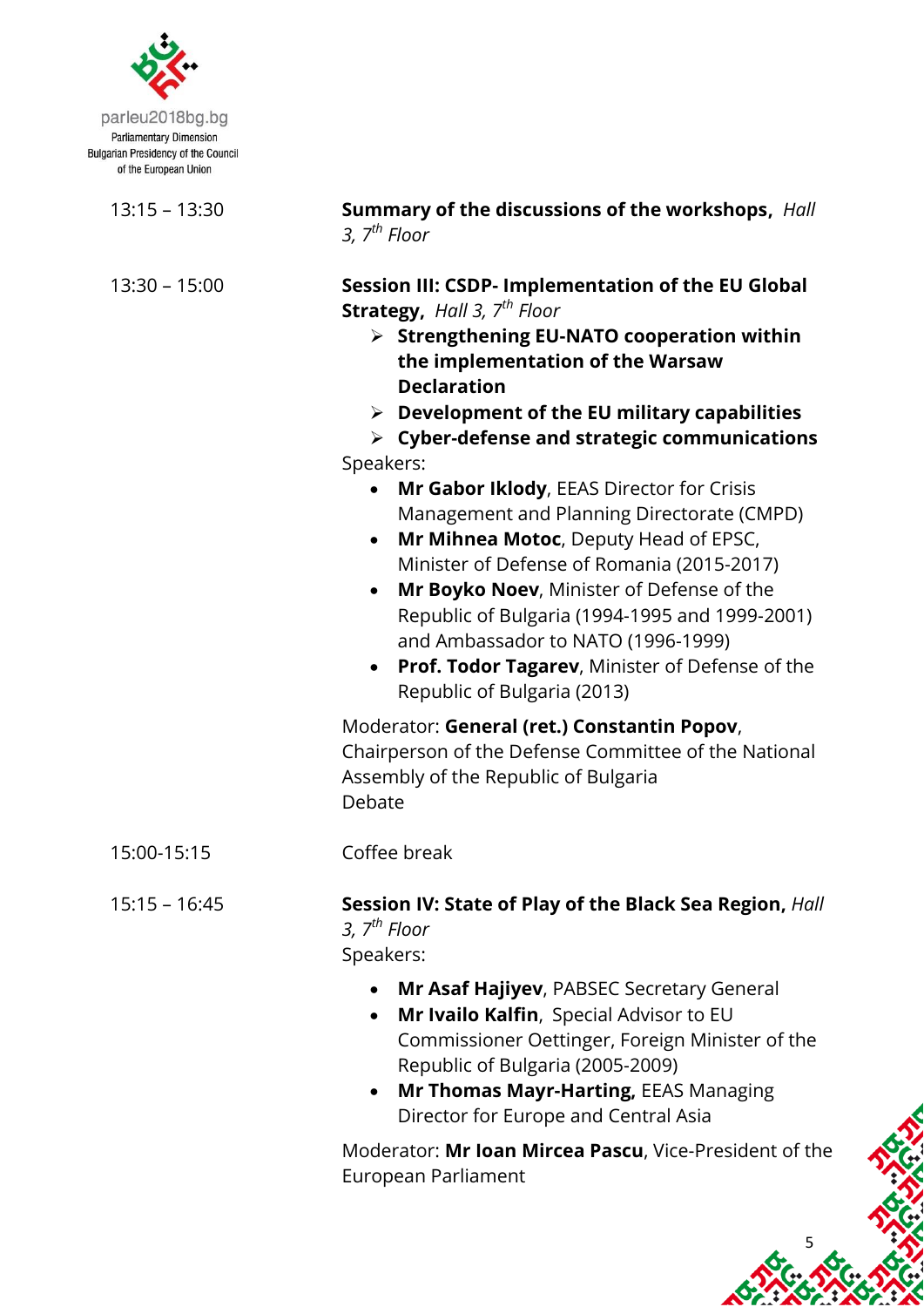| | |
|---|---|
| 13:15 – 13:30 | **Summary of the discussions of the workshops,** *Hall 3, 7th Floor* |
| 13:30 – 15:00 | **Session III: CSDP- Implementation of the EU Global Strategy,** *Hall 3, 7th Floor* |

- **Strengthening EU-NATO cooperation within the implementation of the Warsaw Declaration**
- **Development of the EU military capabilities**
- **Cyber-defense and strategic communications**

Speakers:

- **Mr Gabor Iklody**, EEAS Director for Crisis Management and Planning Directorate (CMPD)
- **Mr Mihnea Motoc**, Deputy Head of EPSC, Minister of Defense of Romania (2015-2017)
- **Mr Boyko Noev**, Minister of Defense of the Republic of Bulgaria (1994-1995 and 1999-2001) and Ambassador to NATO (1996-1999)
- **Prof. Todor Tagarev**, Minister of Defense of the Republic of Bulgaria (2013)

Moderator: **General (ret.) Constantin Popov**, Chairperson of the Defense Committee of the National Assembly of the Republic of Bulgaria

Debate

| | |
|---|---|
| 15:00-15:15 | Coffee break |
| 15:15 – 16:45 | **Session IV: State of Play of the Black Sea Region,** *Hall 3, 7th Floor* |

Speakers:

- **Mr Asaf Hajiyev**, PABSEC Secretary General
- **Mr Ivailo Kalfin**, Special Advisor to EU Commissioner Oettinger, Foreign Minister of the Republic of Bulgaria (2005-2009)
- **Mr Thomas Mayr-Harting,** EEAS Managing Director for Europe and Central Asia

Moderator: **Mr Ioan Mircea Pascu**, Vice-President of the European Parliament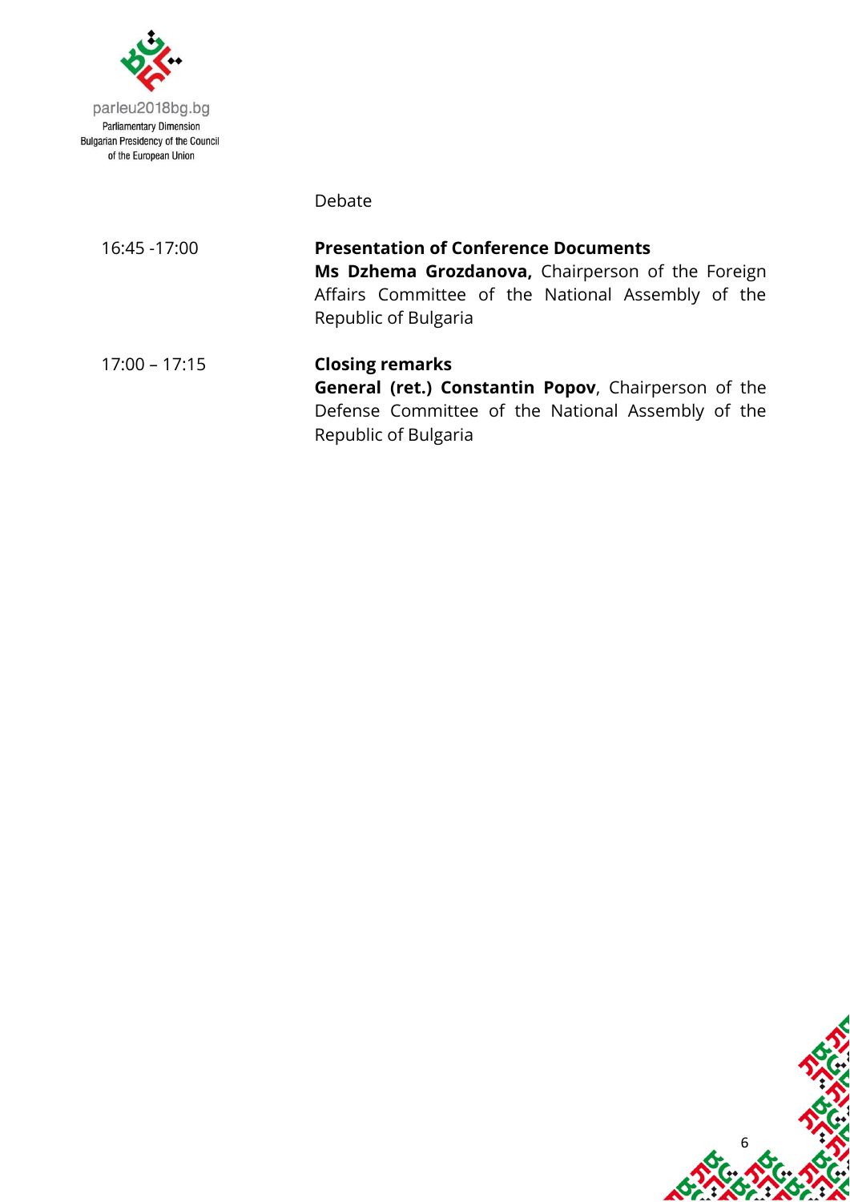Debate

16:45 -17:00 **Presentation of Conference Documents**
**Ms Dzhema Grozdanova,** Chairperson of the Foreign Affairs Committee of the National Assembly of the Republic of Bulgaria

17:00 – 17:15 **Closing remarks**
**General (ret.) Constantin Popov**, Chairperson of the Defense Committee of the National Assembly of the Republic of Bulgaria